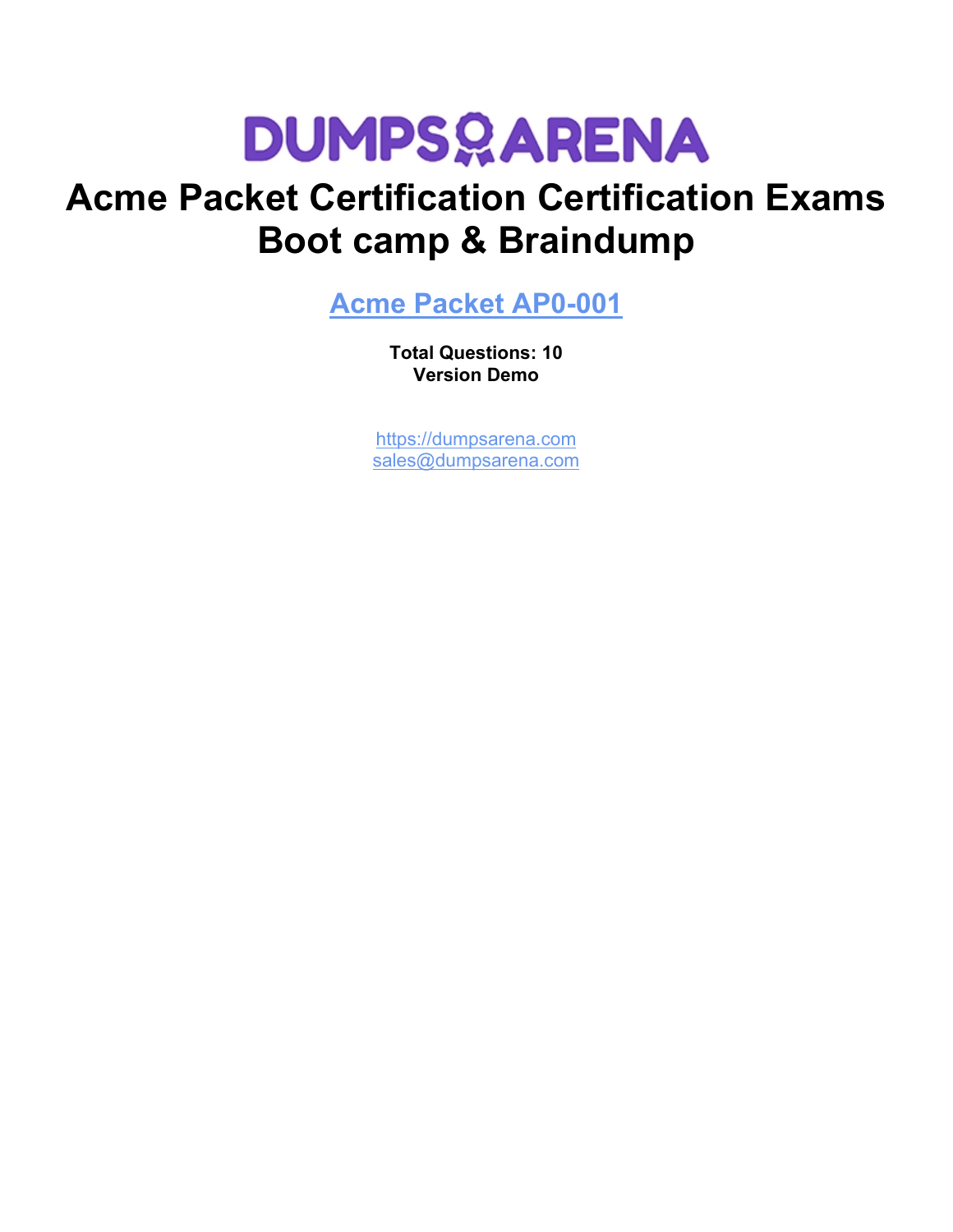# DUMPSARENA

## Acme Packet Certification Certification Exams Boot camp & Braindump

### [Acme Packet AP0-001]

**Total Questions: 10**
**Version Demo**

https://dumpsarena.com
sales@dumpsarena.com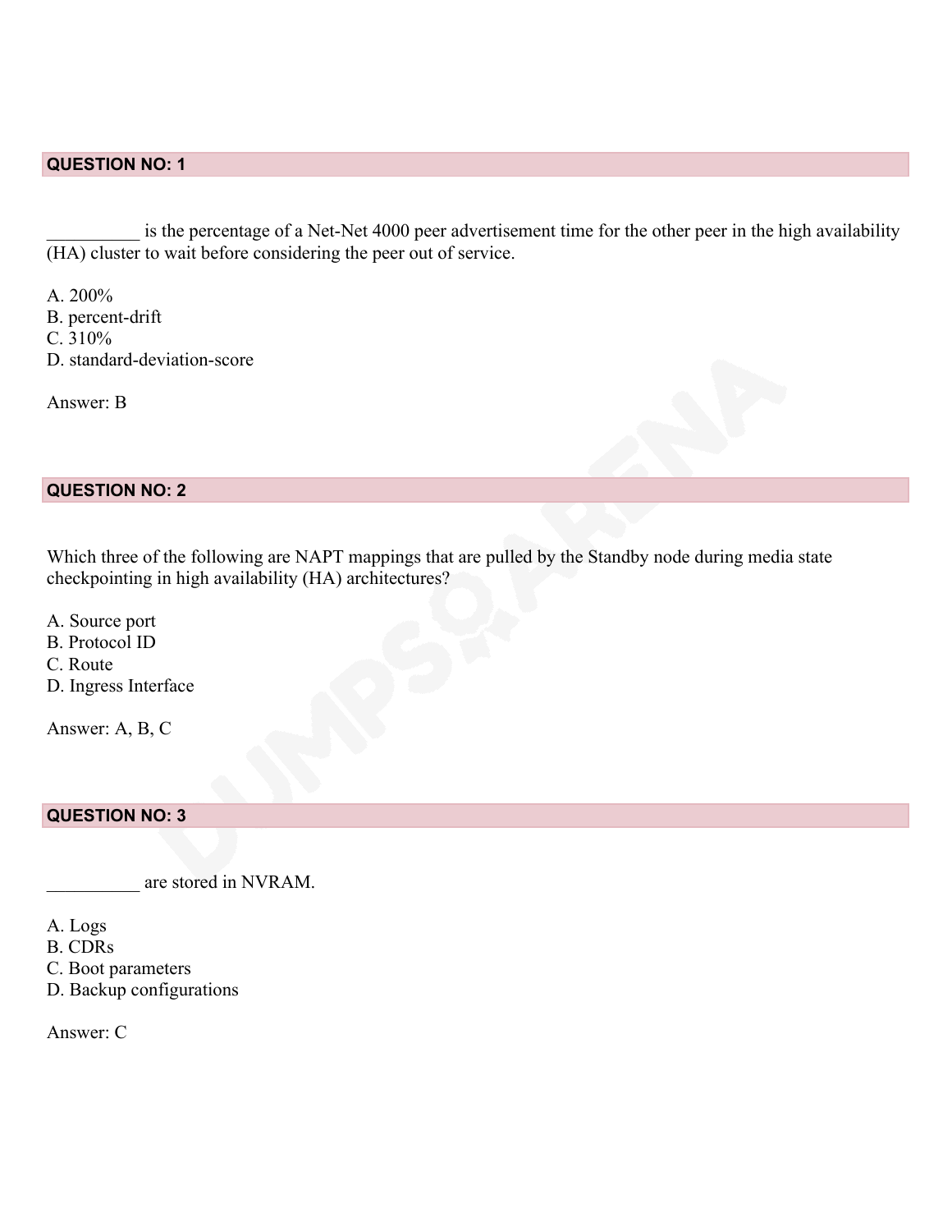## QUESTION NO: 1

__________ is the percentage of a Net-Net 4000 peer advertisement time for the other peer in the high availability (HA) cluster to wait before considering the peer out of service.

A. 200%
B. percent-drift
C. 310%
D. standard-deviation-score

Answer: B

## QUESTION NO: 2

Which three of the following are NAPT mappings that are pulled by the Standby node during media state checkpointing in high availability (HA) architectures?

A. Source port
B. Protocol ID
C. Route
D. Ingress Interface

Answer: A, B, C

## QUESTION NO: 3

__________ are stored in NVRAM.

A. Logs
B. CDRs
C. Boot parameters
D. Backup configurations

Answer: C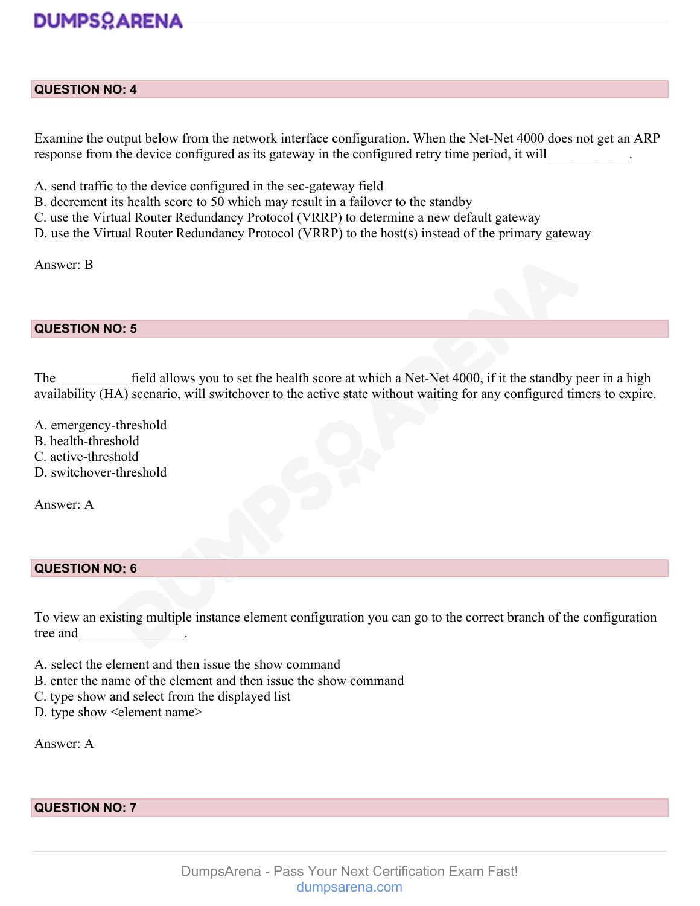## QUESTION NO: 4

Examine the output below from the network interface configuration. When the Net-Net 4000 does not get an ARP response from the device configured as its gateway in the configured retry time period, it will____________.

A. send traffic to the device configured in the sec-gateway field
B. decrement its health score to 50 which may result in a failover to the standby
C. use the Virtual Router Redundancy Protocol (VRRP) to determine a new default gateway
D. use the Virtual Router Redundancy Protocol (VRRP) to the host(s) instead of the primary gateway

Answer: B

## QUESTION NO: 5

The __________ field allows you to set the health score at which a Net-Net 4000, if it the standby peer in a high availability (HA) scenario, will switchover to the active state without waiting for any configured timers to expire.

A. emergency-threshold
B. health-threshold
C. active-threshold
D. switchover-threshold

Answer: A

## QUESTION NO: 6

To view an existing multiple instance element configuration you can go to the correct branch of the configuration tree and ________________.

A. select the element and then issue the show command
B. enter the name of the element and then issue the show command
C. type show and select from the displayed list
D. type show <element name>

Answer: A

## QUESTION NO: 7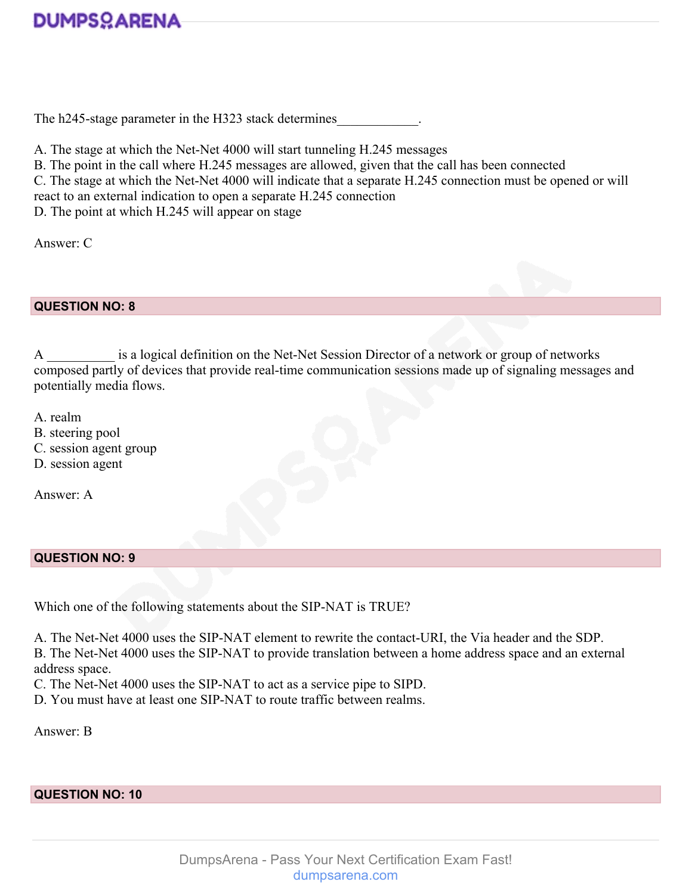The h245-stage parameter in the H323 stack determines____________.

A. The stage at which the Net-Net 4000 will start tunneling H.245 messages
B. The point in the call where H.245 messages are allowed, given that the call has been connected
C. The stage at which the Net-Net 4000 will indicate that a separate H.245 connection must be opened or will react to an external indication to open a separate H.245 connection
D. The point at which H.245 will appear on stage

Answer: C

**QUESTION NO: 8**

A __________ is a logical definition on the Net-Net Session Director of a network or group of networks composed partly of devices that provide real-time communication sessions made up of signaling messages and potentially media flows.

A. realm
B. steering pool
C. session agent group
D. session agent

Answer: A

**QUESTION NO: 9**

Which one of the following statements about the SIP-NAT is TRUE?

A. The Net-Net 4000 uses the SIP-NAT element to rewrite the contact-URI, the Via header and the SDP.
B. The Net-Net 4000 uses the SIP-NAT to provide translation between a home address space and an external address space.
C. The Net-Net 4000 uses the SIP-NAT to act as a service pipe to SIPD.
D. You must have at least one SIP-NAT to route traffic between realms.

Answer: B

**QUESTION NO: 10**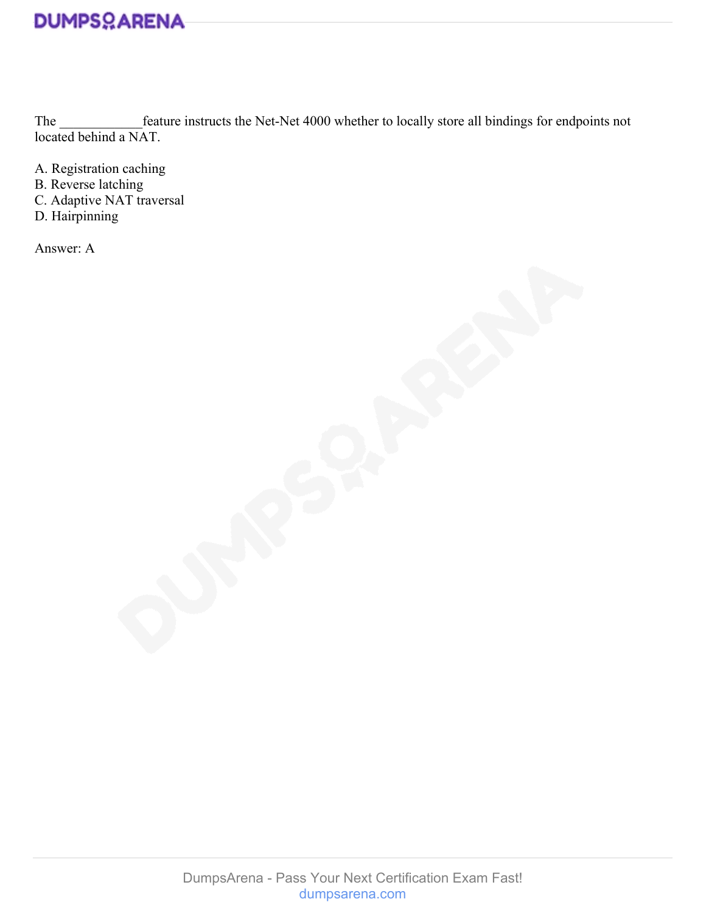The ____________feature instructs the Net-Net 4000 whether to locally store all bindings for endpoints not located behind a NAT.

A. Registration caching
B. Reverse latching
C. Adaptive NAT traversal
D. Hairpinning

Answer: A